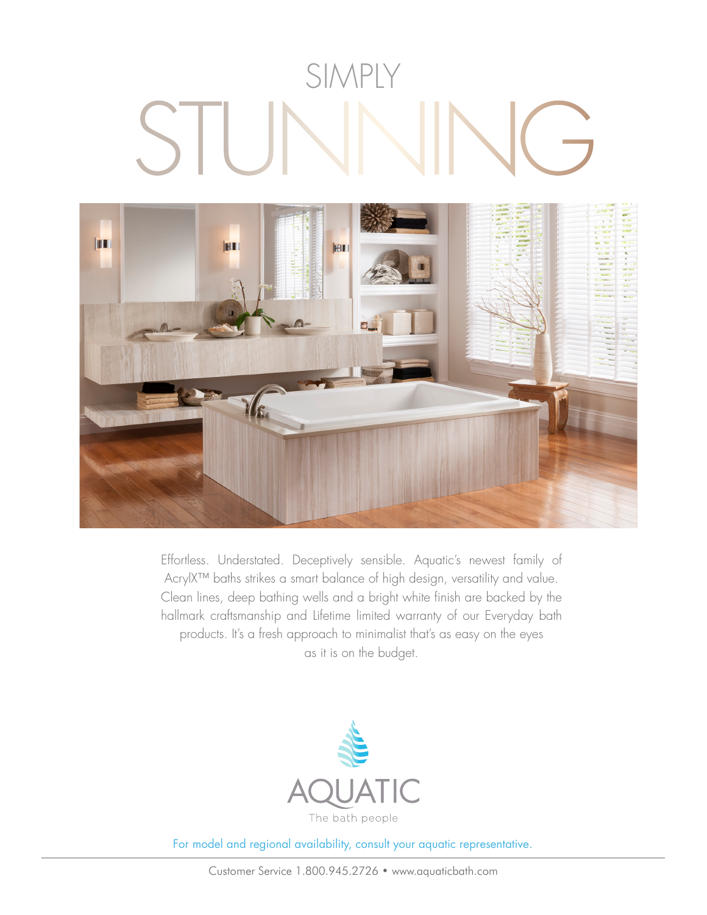# SIMPLY STUNNING

Effortless. Understated. Deceptively sensible. Aquatic's newest family of AcrylX™ baths strikes a smart balance of high design, versatility and value. Clean lines, deep bathing wells and a bright white finish are backed by the hallmark craftsmanship and Lifetime limited warranty of our Everyday bath products. It's a fresh approach to minimalist that's as easy on the eyes as it is on the budget.

AQUATIC

The bath people

For model and regional availability, consult your aquatic representative.

Customer Service 1.800.945.2726 • www.aquaticbath.com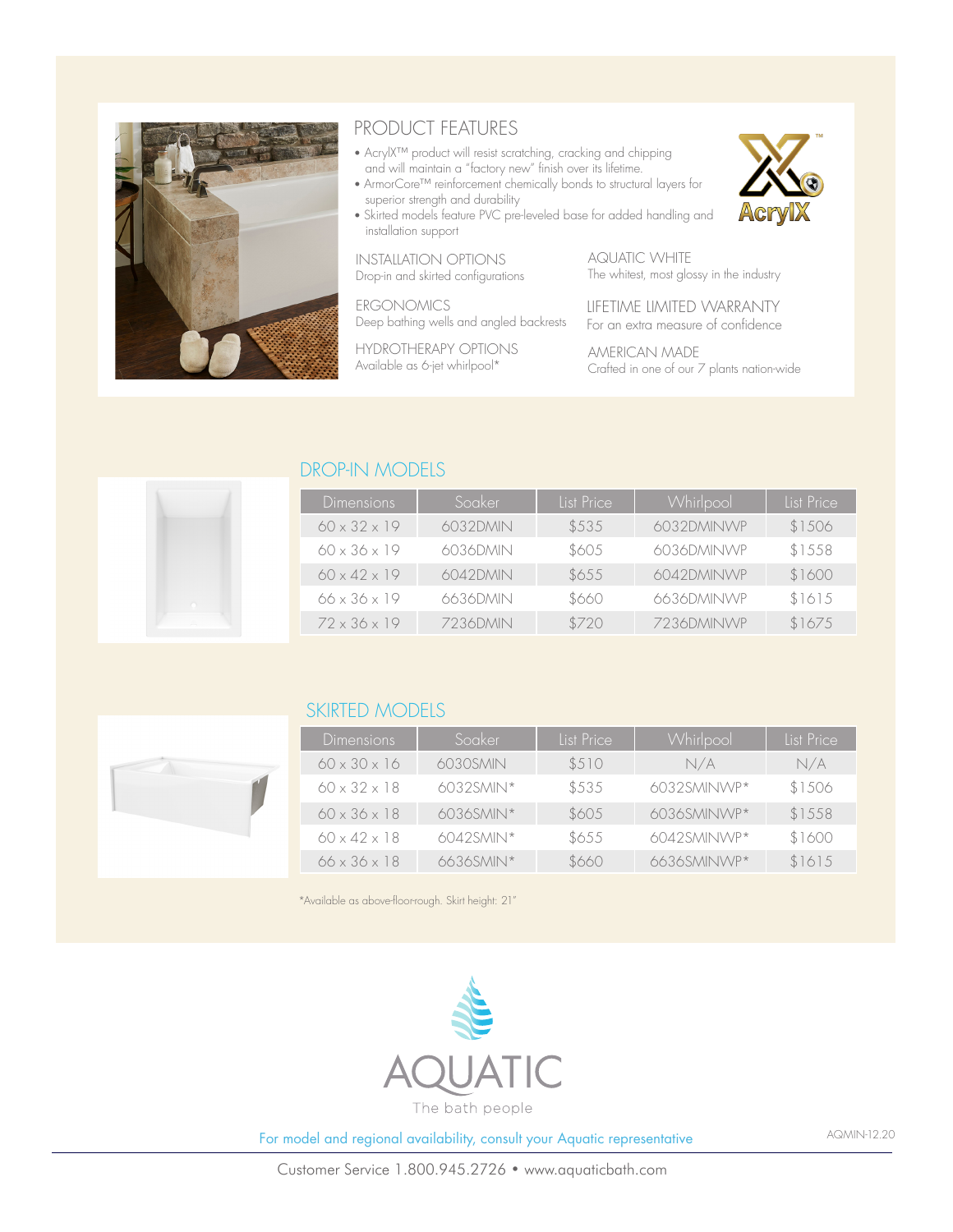## PRODUCT FEATURES

- AcrylX™ product will resist scratching, cracking and chipping and will maintain a "factory new" finish over its lifetime.
- ArmorCore™ reinforcement chemically bonds to structural layers for superior strength and durability
- Skirted models feature PVC pre-leveled base for added handling and installation support

AcrylX™

**INSTALLATION OPTIONS**
Drop-in and skirted configurations

**ERGONOMICS**
Deep bathing wells and angled backrests

**HYDROTHERAPY OPTIONS**
Available as 6-jet whirlpool*

**AQUATIC WHITE**
The whitest, most glossy in the industry

**LIFETIME LIMITED WARRANTY**
For an extra measure of confidence

**AMERICAN MADE**
Crafted in one of our 7 plants nation-wide

## DROP-IN MODELS

| Dimensions | Soaker | List Price | Whirlpool | List Price |
|---|---|---|---|---|
| 60 x 32 x 19 | 6032DMIN | $535 | 6032DMINWP | $1506 |
| 60 x 36 x 19 | 6036DMIN | $605 | 6036DMINWP | $1558 |
| 60 x 42 x 19 | 6042DMIN | $655 | 6042DMINWP | $1600 |
| 66 x 36 x 19 | 6636DMIN | $660 | 6636DMINWP | $1615 |
| 72 x 36 x 19 | 7236DMIN | $720 | 7236DMINWP | $1675 |

## SKIRTED MODELS

| Dimensions | Soaker | List Price | Whirlpool | List Price |
|---|---|---|---|---|
| 60 x 30 x 16 | 6030SMIN | $510 | N/A | N/A |
| 60 x 32 x 18 | 6032SMIN* | $535 | 6032SMINWP* | $1506 |
| 60 x 36 x 18 | 6036SMIN* | $605 | 6036SMINWP* | $1558 |
| 60 x 42 x 18 | 6042SMIN* | $655 | 6042SMINWP* | $1600 |
| 66 x 36 x 18 | 6636SMIN* | $660 | 6636SMINWP* | $1615 |

*Available as above-floor-rough. Skirt height: 21"

AQUATIC
The bath people

For model and regional availability, consult your Aquatic representative

AQMIN-12.20

Customer Service 1.800.945.2726 • www.aquaticbath.com